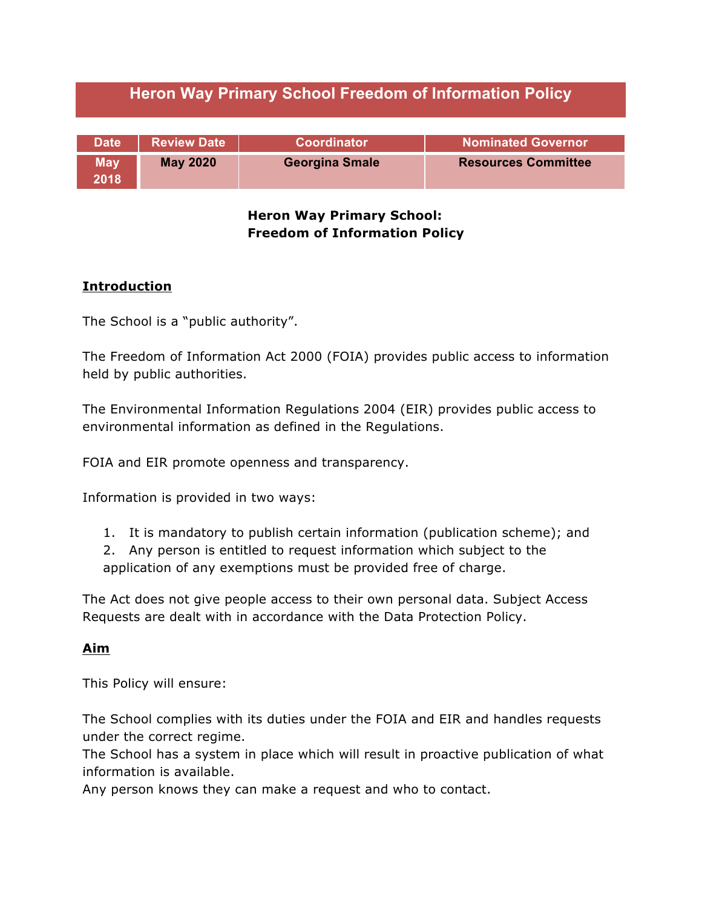# Heron Way Primary School Freedom of Information Policy

| Date | Review Date | Coordinator | Nominated Governor |
|---|---|---|---|
| May 2018 | May 2020 | Georgina Smale | Resources Committee |

**Heron Way Primary School:**
**Freedom of Information Policy**

## Introduction

The School is a "public authority".

The Freedom of Information Act 2000 (FOIA) provides public access to information held by public authorities.

The Environmental Information Regulations 2004 (EIR) provides public access to environmental information as defined in the Regulations.

FOIA and EIR promote openness and transparency.

Information is provided in two ways:

1. It is mandatory to publish certain information (publication scheme); and
2. Any person is entitled to request information which subject to the application of any exemptions must be provided free of charge.

The Act does not give people access to their own personal data. Subject Access Requests are dealt with in accordance with the Data Protection Policy.

## Aim

This Policy will ensure:

The School complies with its duties under the FOIA and EIR and handles requests under the correct regime.
The School has a system in place which will result in proactive publication of what information is available.
Any person knows they can make a request and who to contact.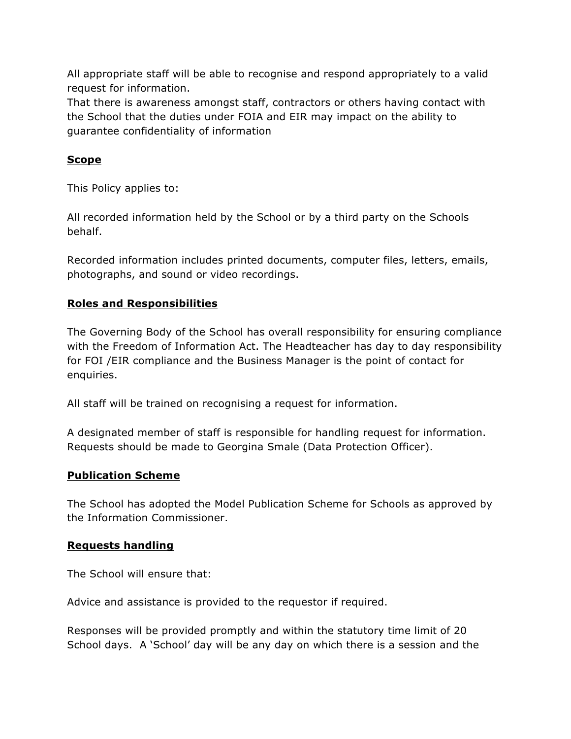All appropriate staff will be able to recognise and respond appropriately to a valid request for information.

That there is awareness amongst staff, contractors or others having contact with the School that the duties under FOIA and EIR may impact on the ability to guarantee confidentiality of information

## Scope

This Policy applies to:

All recorded information held by the School or by a third party on the Schools behalf.

Recorded information includes printed documents, computer files, letters, emails, photographs, and sound or video recordings.

## Roles and Responsibilities

The Governing Body of the School has overall responsibility for ensuring compliance with the Freedom of Information Act. The Headteacher has day to day responsibility for FOI /EIR compliance and the Business Manager is the point of contact for enquiries.

All staff will be trained on recognising a request for information.

A designated member of staff is responsible for handling request for information. Requests should be made to Georgina Smale (Data Protection Officer).

## Publication Scheme

The School has adopted the Model Publication Scheme for Schools as approved by the Information Commissioner.

## Requests handling

The School will ensure that:

Advice and assistance is provided to the requestor if required.

Responses will be provided promptly and within the statutory time limit of 20 School days. A 'School' day will be any day on which there is a session and the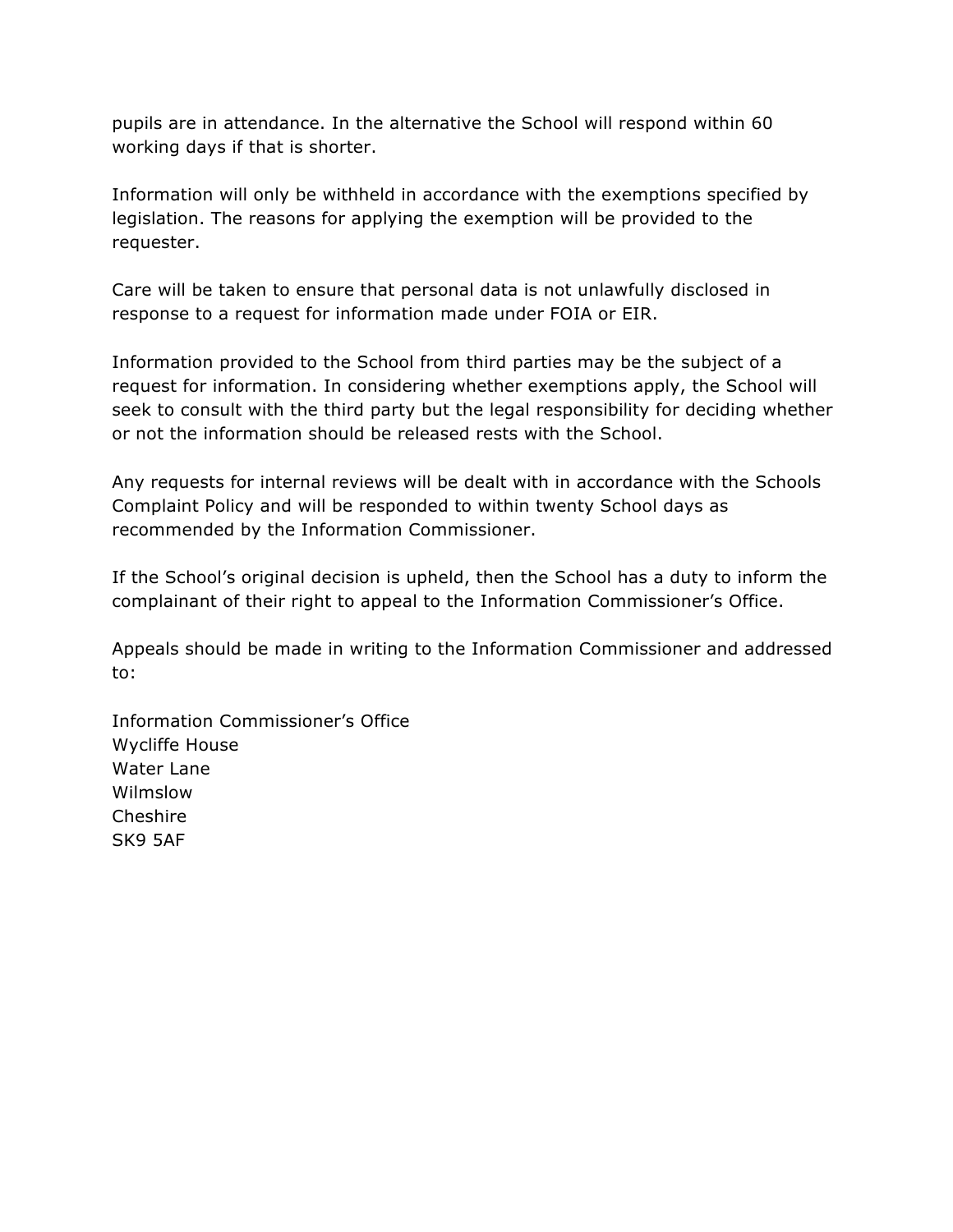pupils are in attendance. In the alternative the School will respond within 60 working days if that is shorter.

Information will only be withheld in accordance with the exemptions specified by legislation. The reasons for applying the exemption will be provided to the requester.

Care will be taken to ensure that personal data is not unlawfully disclosed in response to a request for information made under FOIA or EIR.

Information provided to the School from third parties may be the subject of a request for information. In considering whether exemptions apply, the School will seek to consult with the third party but the legal responsibility for deciding whether or not the information should be released rests with the School.

Any requests for internal reviews will be dealt with in accordance with the Schools Complaint Policy and will be responded to within twenty School days as recommended by the Information Commissioner.

If the School's original decision is upheld, then the School has a duty to inform the complainant of their right to appeal to the Information Commissioner's Office.

Appeals should be made in writing to the Information Commissioner and addressed to:

Information Commissioner's Office  
Wycliffe House  
Water Lane  
Wilmslow  
Cheshire  
SK9 5AF